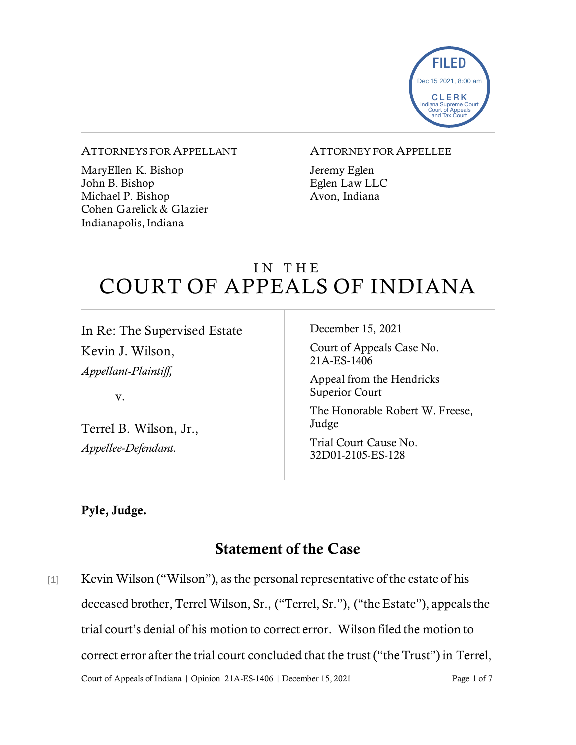FILED
Dec 15 2021, 8:00 am
CLERK
Indiana Supreme Court
Court of Appeals
and Tax Court

ATTORNEYS FOR APPELLANT

MaryEllen K. Bishop
John B. Bishop
Michael P. Bishop
Cohen Garelick & Glazier
Indianapolis, Indiana

ATTORNEY FOR APPELLEE

Jeremy Eglen
Eglen Law LLC
Avon, Indiana

# IN THE COURT OF APPEALS OF INDIANA

In Re: The Supervised Estate
Kevin J. Wilson,
*Appellant-Plaintiff,*

v.

Terrel B. Wilson, Jr.,
*Appellee-Defendant.*

December 15, 2021

Court of Appeals Case No. 21A-ES-1406

Appeal from the Hendricks Superior Court

The Honorable Robert W. Freese, Judge

Trial Court Cause No. 32D01-2105-ES-128

**Pyle, Judge.**

## Statement of the Case

[1] Kevin Wilson ("Wilson"), as the personal representative of the estate of his deceased brother, Terrel Wilson, Sr., ("Terrel, Sr."), ("the Estate"), appeals the trial court's denial of his motion to correct error. Wilson filed the motion to correct error after the trial court concluded that the trust ("the Trust") in Terrel,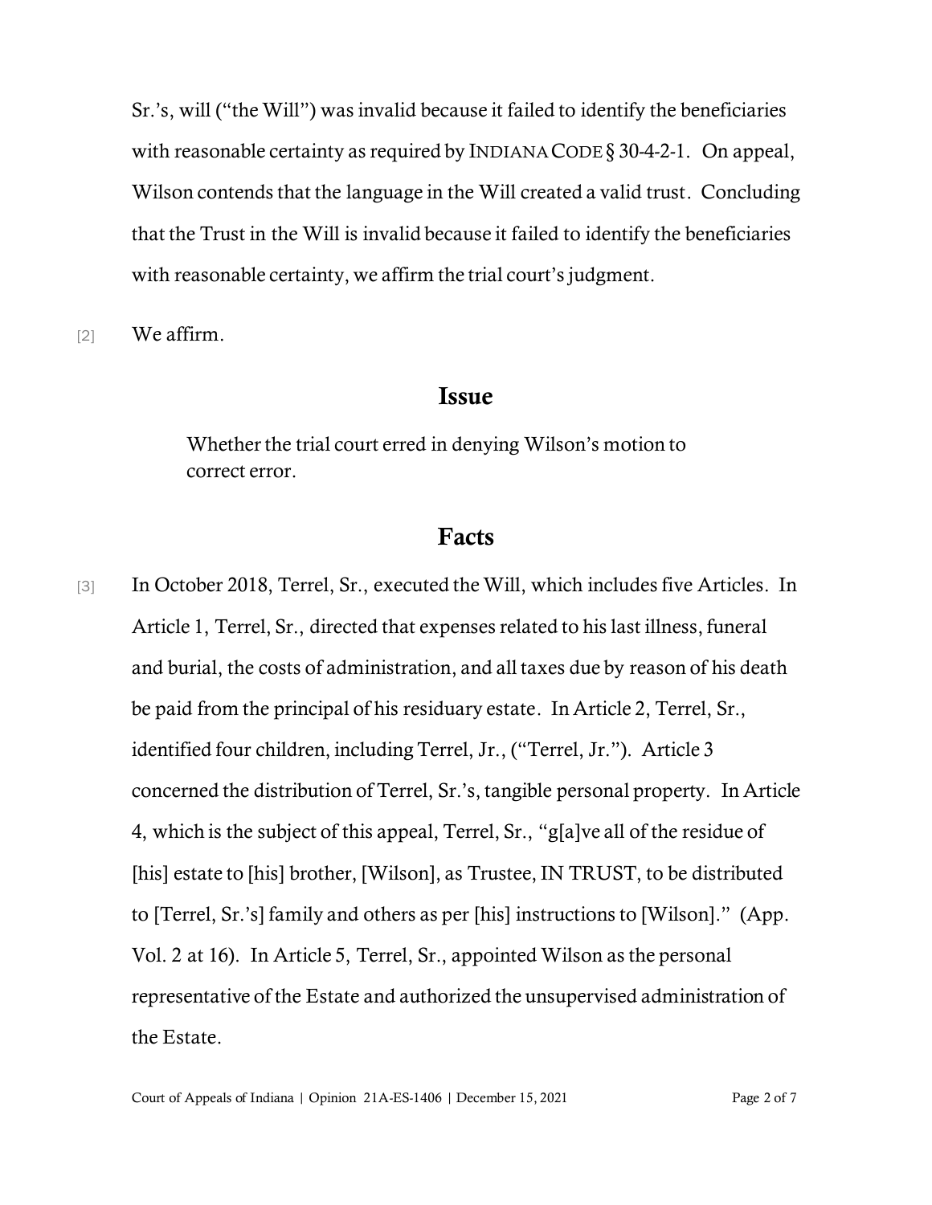Sr.'s, will ("the Will") was invalid because it failed to identify the beneficiaries with reasonable certainty as required by INDIANA CODE § 30-4-2-1. On appeal, Wilson contends that the language in the Will created a valid trust. Concluding that the Trust in the Will is invalid because it failed to identify the beneficiaries with reasonable certainty, we affirm the trial court's judgment.

[2] We affirm.

## Issue

> Whether the trial court erred in denying Wilson's motion to correct error.

## Facts

[3] In October 2018, Terrel, Sr., executed the Will, which includes five Articles. In Article 1, Terrel, Sr., directed that expenses related to his last illness, funeral and burial, the costs of administration, and all taxes due by reason of his death be paid from the principal of his residuary estate. In Article 2, Terrel, Sr., identified four children, including Terrel, Jr., ("Terrel, Jr."). Article 3 concerned the distribution of Terrel, Sr.'s, tangible personal property. In Article 4, which is the subject of this appeal, Terrel, Sr., "g[a]ve all of the residue of [his] estate to [his] brother, [Wilson], as Trustee, IN TRUST, to be distributed to [Terrel, Sr.'s] family and others as per [his] instructions to [Wilson]." (App. Vol. 2 at 16). In Article 5, Terrel, Sr., appointed Wilson as the personal representative of the Estate and authorized the unsupervised administration of the Estate.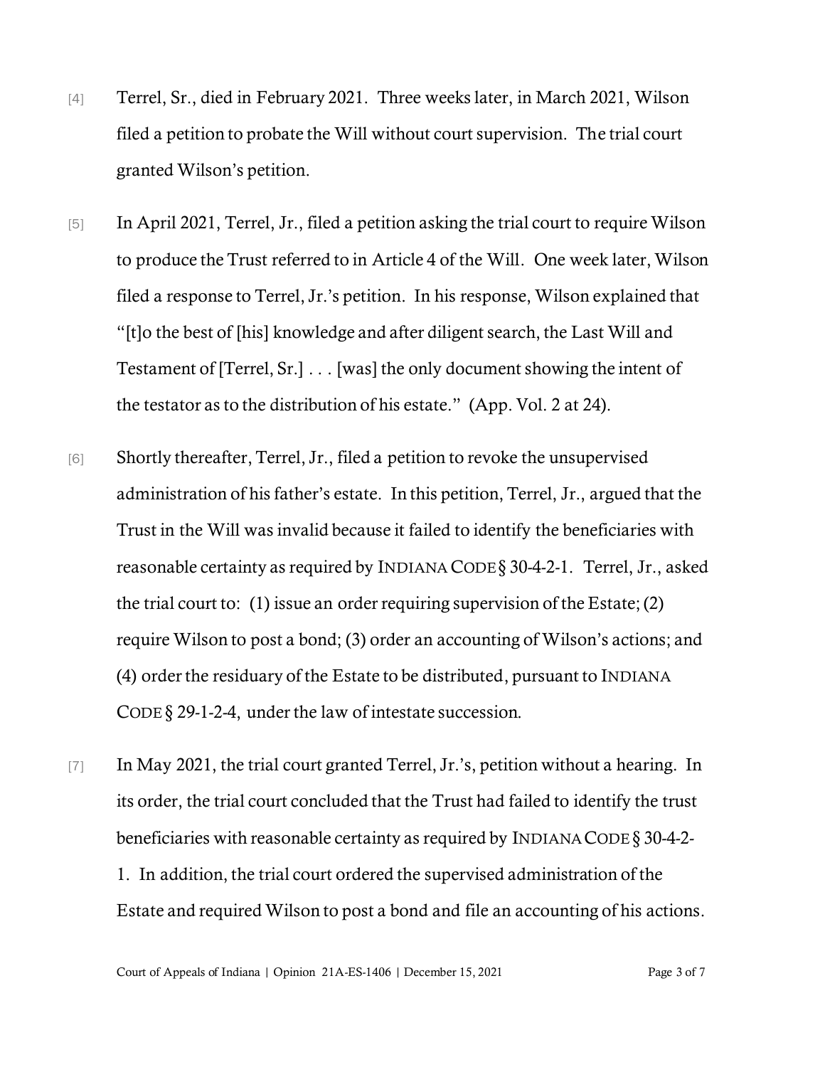[4] Terrel, Sr., died in February 2021. Three weeks later, in March 2021, Wilson filed a petition to probate the Will without court supervision. The trial court granted Wilson's petition.

[5] In April 2021, Terrel, Jr., filed a petition asking the trial court to require Wilson to produce the Trust referred to in Article 4 of the Will. One week later, Wilson filed a response to Terrel, Jr.'s petition. In his response, Wilson explained that "[t]o the best of [his] knowledge and after diligent search, the Last Will and Testament of [Terrel, Sr.] . . . [was] the only document showing the intent of the testator as to the distribution of his estate." (App. Vol. 2 at 24).

[6] Shortly thereafter, Terrel, Jr., filed a petition to revoke the unsupervised administration of his father's estate. In this petition, Terrel, Jr., argued that the Trust in the Will was invalid because it failed to identify the beneficiaries with reasonable certainty as required by INDIANA CODE § 30-4-2-1. Terrel, Jr., asked the trial court to: (1) issue an order requiring supervision of the Estate; (2) require Wilson to post a bond; (3) order an accounting of Wilson's actions; and (4) order the residuary of the Estate to be distributed, pursuant to INDIANA CODE § 29-1-2-4, under the law of intestate succession.

[7] In May 2021, the trial court granted Terrel, Jr.'s, petition without a hearing. In its order, the trial court concluded that the Trust had failed to identify the trust beneficiaries with reasonable certainty as required by INDIANA CODE § 30-4-2-1. In addition, the trial court ordered the supervised administration of the Estate and required Wilson to post a bond and file an accounting of his actions.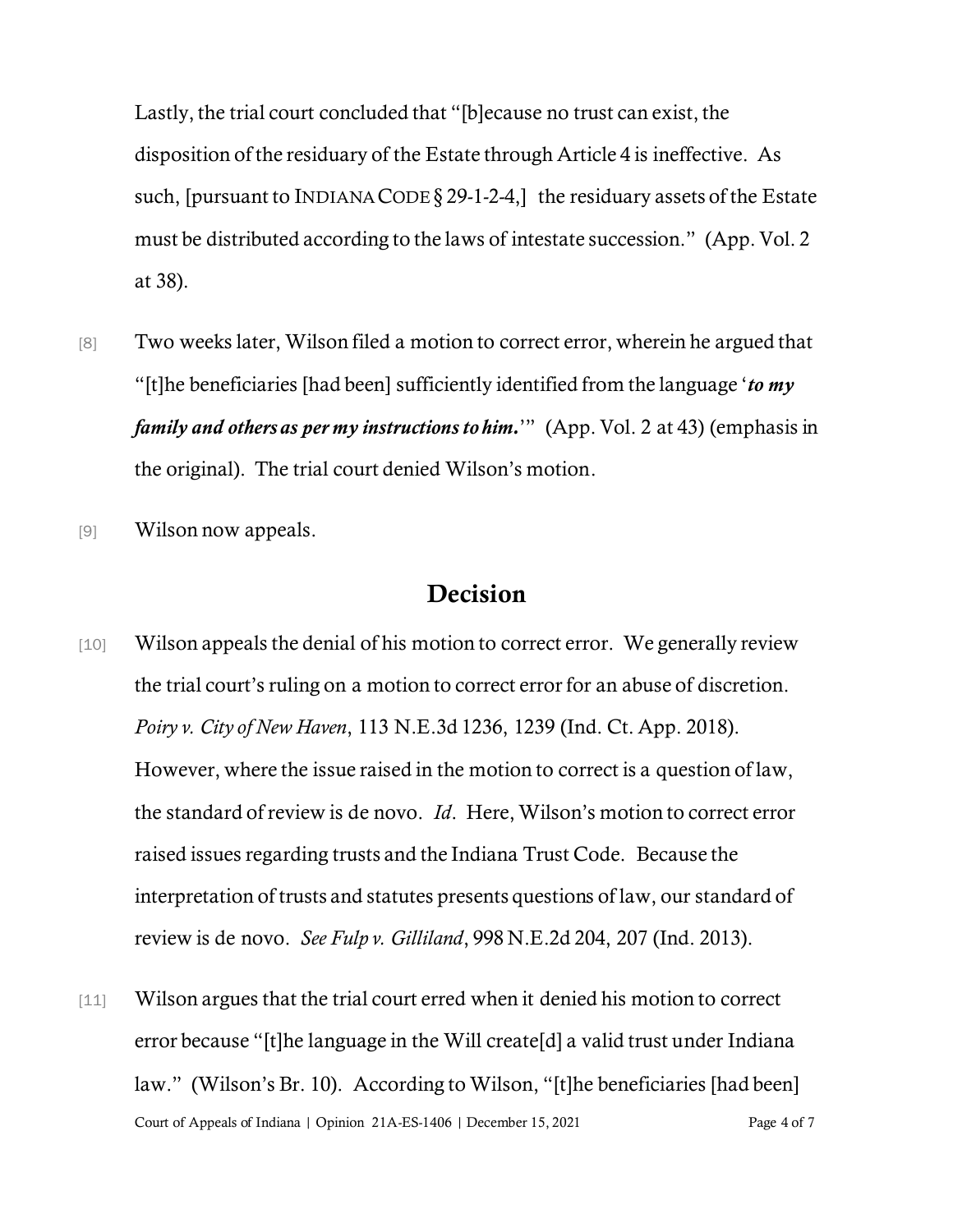Lastly, the trial court concluded that "[b]ecause no trust can exist, the disposition of the residuary of the Estate through Article 4 is ineffective. As such, [pursuant to INDIANA CODE § 29-1-2-4,] the residuary assets of the Estate must be distributed according to the laws of intestate succession." (App. Vol. 2 at 38).

[8] Two weeks later, Wilson filed a motion to correct error, wherein he argued that "[t]he beneficiaries [had been] sufficiently identified from the language '***to my family and others as per my instructions to him.***'" (App. Vol. 2 at 43) (emphasis in the original). The trial court denied Wilson's motion.

[9] Wilson now appeals.

## Decision

[10] Wilson appeals the denial of his motion to correct error. We generally review the trial court's ruling on a motion to correct error for an abuse of discretion. *Poiry v. City of New Haven*, 113 N.E.3d 1236, 1239 (Ind. Ct. App. 2018). However, where the issue raised in the motion to correct is a question of law, the standard of review is de novo. *Id*. Here, Wilson's motion to correct error raised issues regarding trusts and the Indiana Trust Code. Because the interpretation of trusts and statutes presents questions of law, our standard of review is de novo. *See Fulp v. Gilliland*, 998 N.E.2d 204, 207 (Ind. 2013).

[11] Wilson argues that the trial court erred when it denied his motion to correct error because "[t]he language in the Will create[d] a valid trust under Indiana law." (Wilson's Br. 10). According to Wilson, "[t]he beneficiaries [had been]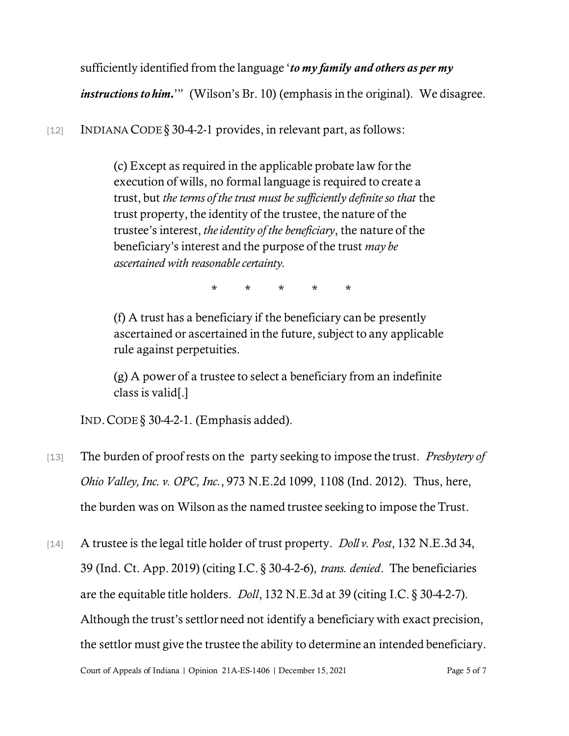sufficiently identified from the language '***to my family and others as per my instructions to him.***'" (Wilson's Br. 10) (emphasis in the original). We disagree.

[12] INDIANA CODE § 30-4-2-1 provides, in relevant part, as follows:

> (c) Except as required in the applicable probate law for the execution of wills, no formal language is required to create a trust, but *the terms of the trust must be sufficiently definite so that* the trust property, the identity of the trustee, the nature of the trustee's interest, *the identity of the beneficiary*, the nature of the beneficiary's interest and the purpose of the trust *may be ascertained with reasonable certainty.*
>
> \* \* \* \* \*
>
> (f) A trust has a beneficiary if the beneficiary can be presently ascertained or ascertained in the future, subject to any applicable rule against perpetuities.
>
> (g) A power of a trustee to select a beneficiary from an indefinite class is valid[.]

IND. CODE § 30-4-2-1. (Emphasis added).

[13] The burden of proof rests on the party seeking to impose the trust. *Presbytery of Ohio Valley, Inc. v. OPC, Inc.*, 973 N.E.2d 1099, 1108 (Ind. 2012). Thus, here, the burden was on Wilson as the named trustee seeking to impose the Trust.

[14] A trustee is the legal title holder of trust property. *Doll v. Post*, 132 N.E.3d 34, 39 (Ind. Ct. App. 2019) (citing I.C. § 30-4-2-6), *trans. denied*. The beneficiaries are the equitable title holders. *Doll*, 132 N.E.3d at 39 (citing I.C. § 30-4-2-7). Although the trust's settlor need not identify a beneficiary with exact precision, the settlor must give the trustee the ability to determine an intended beneficiary.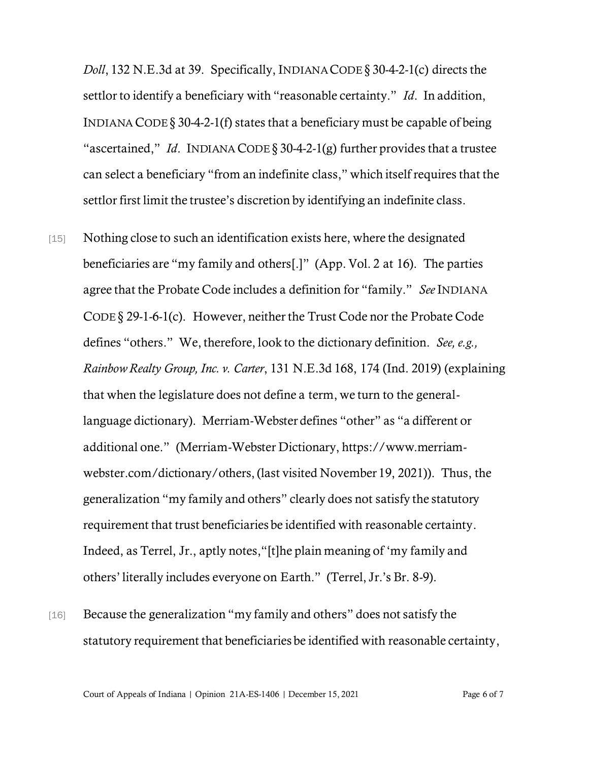*Doll*, 132 N.E.3d at 39. Specifically, INDIANA CODE § 30-4-2-1(c) directs the settlor to identify a beneficiary with "reasonable certainty." *Id*. In addition, INDIANA CODE § 30-4-2-1(f) states that a beneficiary must be capable of being "ascertained," *Id*. INDIANA CODE § 30-4-2-1(g) further provides that a trustee can select a beneficiary "from an indefinite class," which itself requires that the settlor first limit the trustee's discretion by identifying an indefinite class.

[15] Nothing close to such an identification exists here, where the designated beneficiaries are "my family and others[.]" (App. Vol. 2 at 16). The parties agree that the Probate Code includes a definition for "family." *See* INDIANA CODE § 29-1-6-1(c). However, neither the Trust Code nor the Probate Code defines "others." We, therefore, look to the dictionary definition. *See, e.g., Rainbow Realty Group, Inc. v. Carter*, 131 N.E.3d 168, 174 (Ind. 2019) (explaining that when the legislature does not define a term, we turn to the general-language dictionary). Merriam-Webster defines "other" as "a different or additional one." (Merriam-Webster Dictionary, https://www.merriam-webster.com/dictionary/others, (last visited November 19, 2021)). Thus, the generalization "my family and others" clearly does not satisfy the statutory requirement that trust beneficiaries be identified with reasonable certainty. Indeed, as Terrel, Jr., aptly notes, "[t]he plain meaning of 'my family and others' literally includes everyone on Earth." (Terrel, Jr.'s Br. 8-9).

[16] Because the generalization "my family and others" does not satisfy the statutory requirement that beneficiaries be identified with reasonable certainty,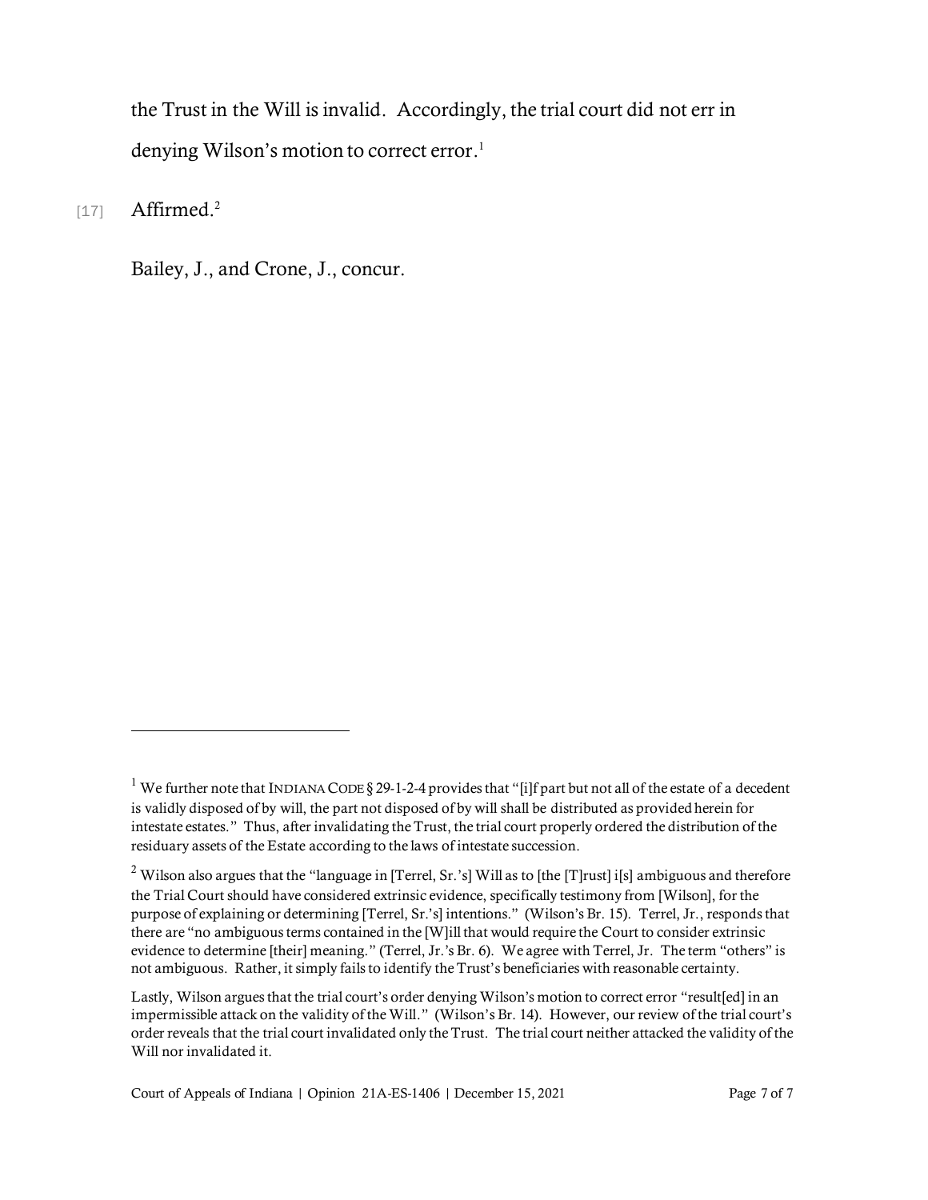the Trust in the Will is invalid. Accordingly, the trial court did not err in denying Wilson's motion to correct error.[1]

[17] Affirmed.[2]

Bailey, J., and Crone, J., concur.

---

[1] We further note that INDIANA CODE § 29-1-2-4 provides that "[i]f part but not all of the estate of a decedent is validly disposed of by will, the part not disposed of by will shall be distributed as provided herein for intestate estates." Thus, after invalidating the Trust, the trial court properly ordered the distribution of the residuary assets of the Estate according to the laws of intestate succession.

[2] Wilson also argues that the "language in [Terrel, Sr.'s] Will as to [the [T]rust] i[s] ambiguous and therefore the Trial Court should have considered extrinsic evidence, specifically testimony from [Wilson], for the purpose of explaining or determining [Terrel, Sr.'s] intentions." (Wilson's Br. 15). Terrel, Jr., responds that there are "no ambiguous terms contained in the [W]ill that would require the Court to consider extrinsic evidence to determine [their] meaning." (Terrel, Jr.'s Br. 6). We agree with Terrel, Jr. The term "others" is not ambiguous. Rather, it simply fails to identify the Trust's beneficiaries with reasonable certainty.

Lastly, Wilson argues that the trial court's order denying Wilson's motion to correct error "result[ed] in an impermissible attack on the validity of the Will." (Wilson's Br. 14). However, our review of the trial court's order reveals that the trial court invalidated only the Trust. The trial court neither attacked the validity of the Will nor invalidated it.